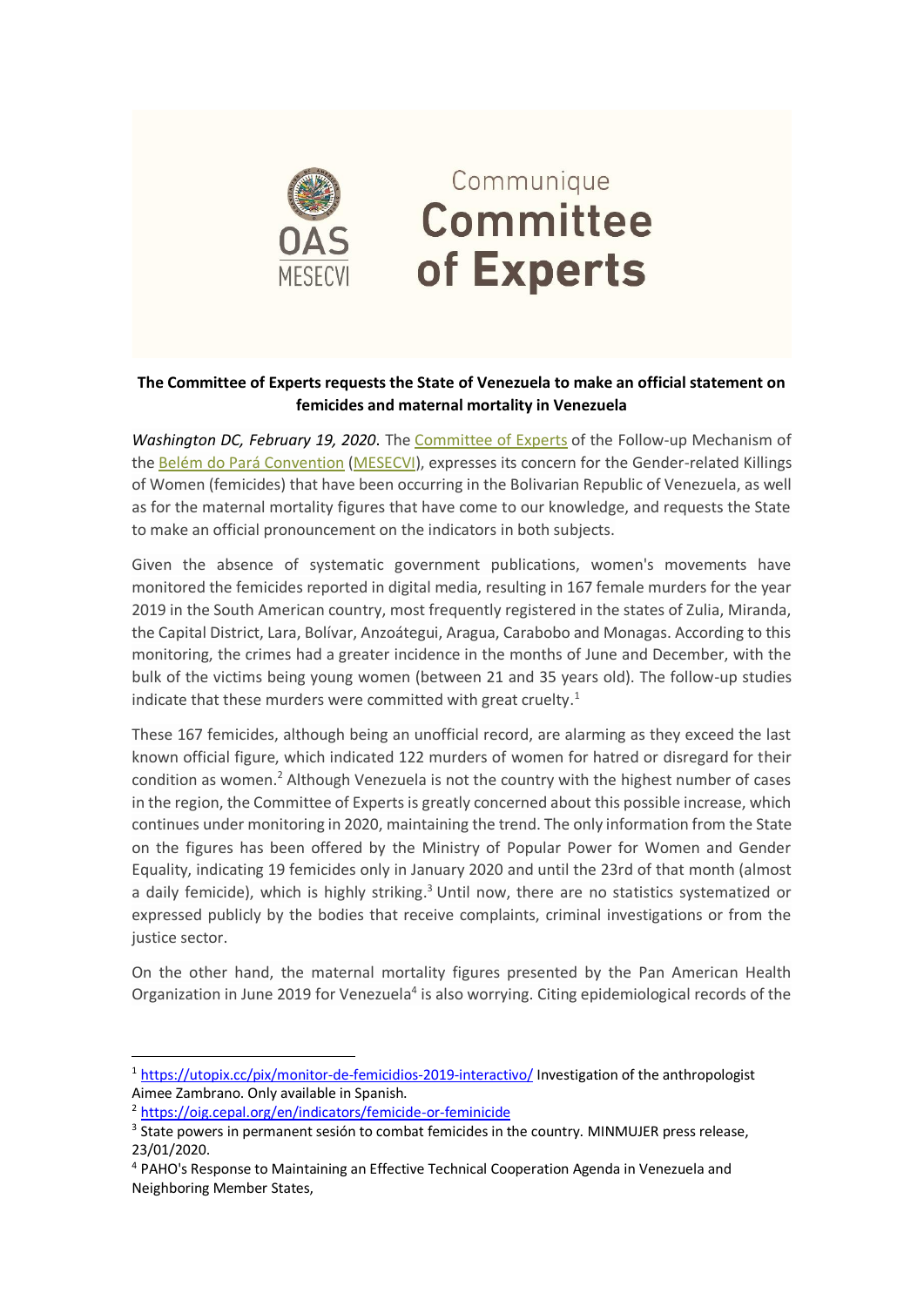Communique

# Committee of Experts

**The Committee of Experts requests the State of Venezuela to make an official statement on femicides and maternal mortality in Venezuela**

*Washington DC, February 19, 2020*. The Committee of Experts of the Follow-up Mechanism of the Belém do Pará Convention (MESECVI), expresses its concern for the Gender-related Killings of Women (femicides) that have been occurring in the Bolivarian Republic of Venezuela, as well as for the maternal mortality figures that have come to our knowledge, and requests the State to make an official pronouncement on the indicators in both subjects.

Given the absence of systematic government publications, women's movements have monitored the femicides reported in digital media, resulting in 167 female murders for the year 2019 in the South American country, most frequently registered in the states of Zulia, Miranda, the Capital District, Lara, Bolívar, Anzoátegui, Aragua, Carabobo and Monagas. According to this monitoring, the crimes had a greater incidence in the months of June and December, with the bulk of the victims being young women (between 21 and 35 years old). The follow-up studies indicate that these murders were committed with great cruelty.[1]

These 167 femicides, although being an unofficial record, are alarming as they exceed the last known official figure, which indicated 122 murders of women for hatred or disregard for their condition as women.[2] Although Venezuela is not the country with the highest number of cases in the region, the Committee of Experts is greatly concerned about this possible increase, which continues under monitoring in 2020, maintaining the trend. The only information from the State on the figures has been offered by the Ministry of Popular Power for Women and Gender Equality, indicating 19 femicides only in January 2020 and until the 23rd of that month (almost a daily femicide), which is highly striking.[3] Until now, there are no statistics systematized or expressed publicly by the bodies that receive complaints, criminal investigations or from the justice sector.

On the other hand, the maternal mortality figures presented by the Pan American Health Organization in June 2019 for Venezuela[4] is also worrying. Citing epidemiological records of the

---

[1] https://utopix.cc/pix/monitor-de-femicidios-2019-interactivo/ Investigation of the anthropologist Aimee Zambrano. Only available in Spanish.

[2] https://oig.cepal.org/en/indicators/femicide-or-feminicide

[3] State powers in permanent sesión to combat femicides in the country. MINMUJER press release, 23/01/2020.

[4] PAHO's Response to Maintaining an Effective Technical Cooperation Agenda in Venezuela and Neighboring Member States,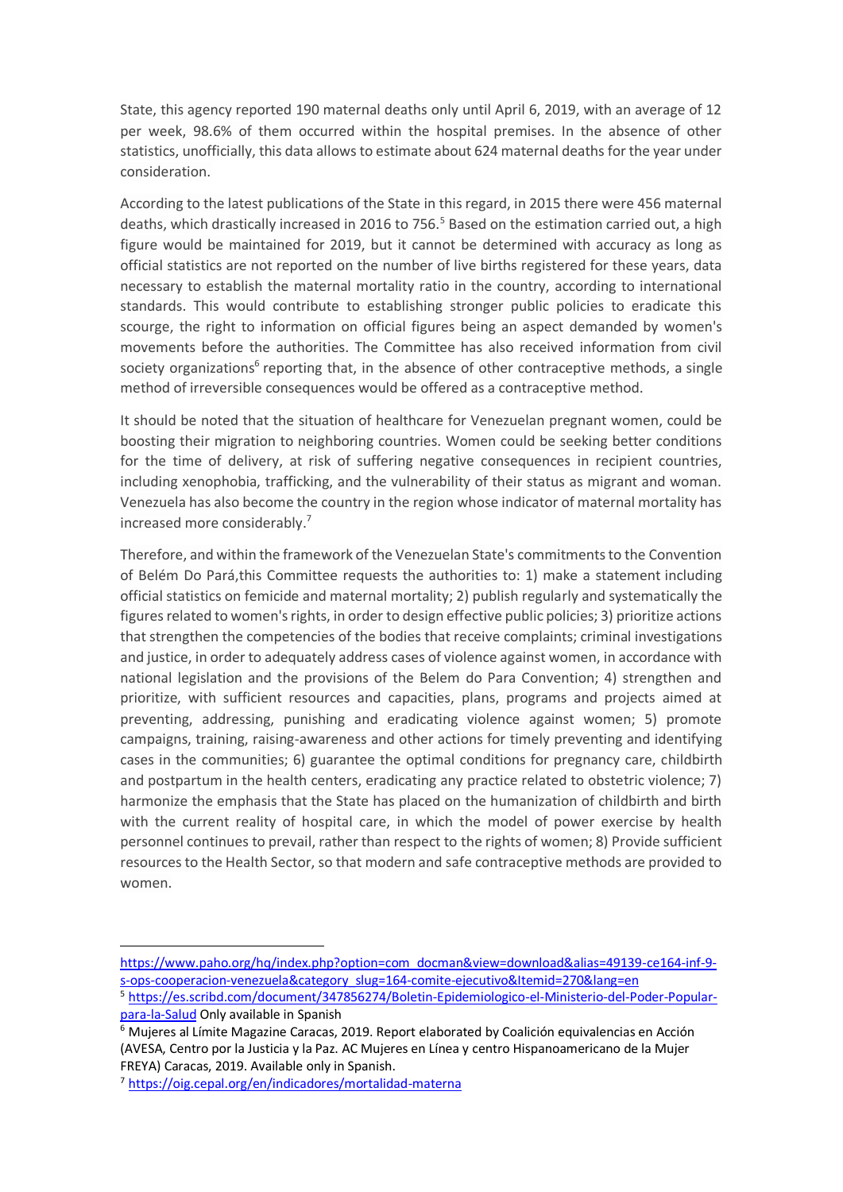State, this agency reported 190 maternal deaths only until April 6, 2019, with an average of 12 per week, 98.6% of them occurred within the hospital premises. In the absence of other statistics, unofficially, this data allows to estimate about 624 maternal deaths for the year under consideration.

According to the latest publications of the State in this regard, in 2015 there were 456 maternal deaths, which drastically increased in 2016 to 756.[5] Based on the estimation carried out, a high figure would be maintained for 2019, but it cannot be determined with accuracy as long as official statistics are not reported on the number of live births registered for these years, data necessary to establish the maternal mortality ratio in the country, according to international standards. This would contribute to establishing stronger public policies to eradicate this scourge, the right to information on official figures being an aspect demanded by women's movements before the authorities. The Committee has also received information from civil society organizations[6] reporting that, in the absence of other contraceptive methods, a single method of irreversible consequences would be offered as a contraceptive method.

It should be noted that the situation of healthcare for Venezuelan pregnant women, could be boosting their migration to neighboring countries. Women could be seeking better conditions for the time of delivery, at risk of suffering negative consequences in recipient countries, including xenophobia, trafficking, and the vulnerability of their status as migrant and woman. Venezuela has also become the country in the region whose indicator of maternal mortality has increased more considerably.[7]

Therefore, and within the framework of the Venezuelan State's commitments to the Convention of Belém Do Pará,this Committee requests the authorities to: 1) make a statement including official statistics on femicide and maternal mortality; 2) publish regularly and systematically the figures related to women's rights, in order to design effective public policies; 3) prioritize actions that strengthen the competencies of the bodies that receive complaints; criminal investigations and justice, in order to adequately address cases of violence against women, in accordance with national legislation and the provisions of the Belem do Para Convention; 4) strengthen and prioritize, with sufficient resources and capacities, plans, programs and projects aimed at preventing, addressing, punishing and eradicating violence against women; 5) promote campaigns, training, raising-awareness and other actions for timely preventing and identifying cases in the communities; 6) guarantee the optimal conditions for pregnancy care, childbirth and postpartum in the health centers, eradicating any practice related to obstetric violence; 7) harmonize the emphasis that the State has placed on the humanization of childbirth and birth with the current reality of hospital care, in which the model of power exercise by health personnel continues to prevail, rather than respect to the rights of women; 8) Provide sufficient resources to the Health Sector, so that modern and safe contraceptive methods are provided to women.

---

https://www.paho.org/hq/index.php?option=com_docman&view=download&alias=49139-ce164-inf-9-s-ops-cooperacion-venezuela&category_slug=164-comite-ejecutivo&Itemid=270&lang=en

[5] https://es.scribd.com/document/347856274/Boletin-Epidemiologico-el-Ministerio-del-Poder-Popular-para-la-Salud Only available in Spanish

[6] Mujeres al Límite Magazine Caracas, 2019. Report elaborated by Coalición equivalencias en Acción (AVESA, Centro por la Justicia y la Paz. AC Mujeres en Línea y centro Hispanoamericano de la Mujer FREYA) Caracas, 2019. Available only in Spanish.

[7] https://oig.cepal.org/en/indicadores/mortalidad-materna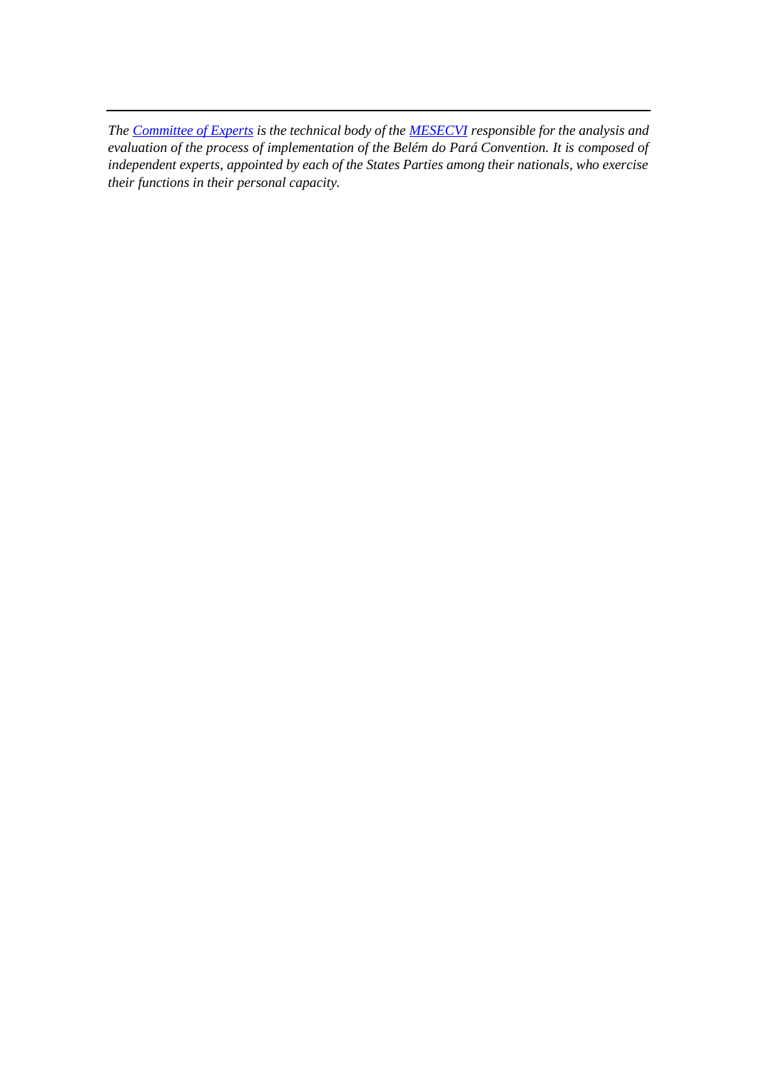---

*The [Committee of Experts] is the technical body of the [MESECVI] responsible for the analysis and evaluation of the process of implementation of the Belém do Pará Convention. It is composed of independent experts, appointed by each of the States Parties among their nationals, who exercise their functions in their personal capacity.*